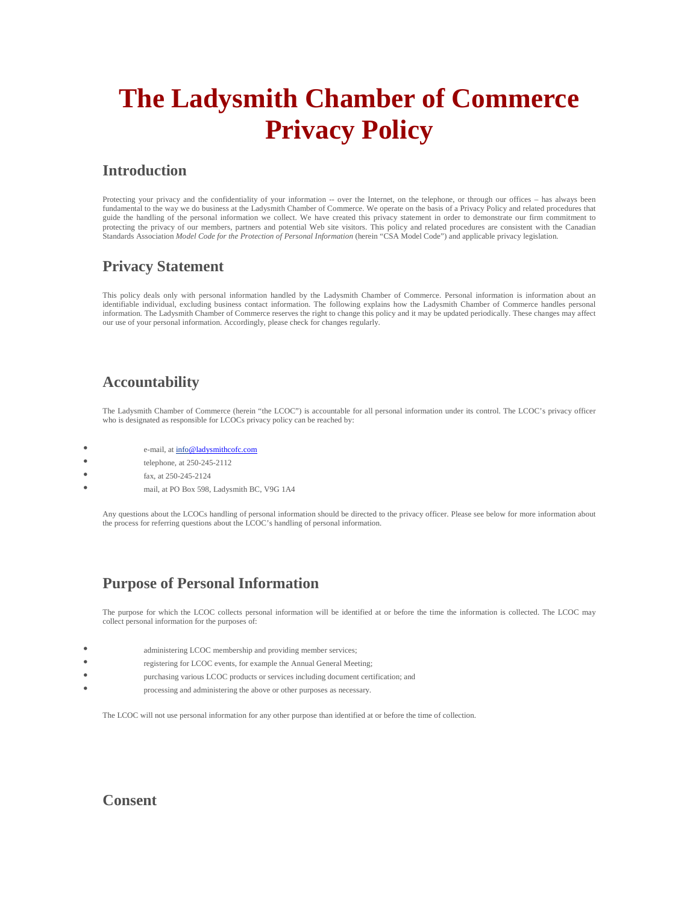# The Ladysmith Chamber of Commerce Privacy Policy

## Introduction

Protecting your privacy and the confidentiality of your information -- over the Internet, on the telephone, or through our offices – has always been fundamental to the way we do business at the Ladysmith Chamber of Commerce. We operate on the basis of a Privacy Policy and related procedures that guide the handling of the personal information we collect. We have created this privacy statement in order to demonstrate our firm commitment to protecting the privacy of our members, partners and potential Web site visitors. This policy and related procedures are consistent with the Canadian Standards Association *Model Code for the Protection of Personal Information* (herein "CSA Model Code") and applicable privacy legislation.

## Privacy Statement

This policy deals only with personal information handled by the Ladysmith Chamber of Commerce. Personal information is information about an identifiable individual, excluding business contact information. The following explains how the Ladysmith Chamber of Commerce handles personal information. The Ladysmith Chamber of Commerce reserves the right to change this policy and it may be updated periodically. These changes may affect our use of your personal information. Accordingly, please check for changes regularly.

## Accountability

The Ladysmith Chamber of Commerce (herein "the LCOC") is accountable for all personal information under its control. The LCOC's privacy officer who is designated as responsible for LCOCs privacy policy can be reached by:

- e-mail, at info@ladysmithcofc.com
- telephone, at 250-245-2112
- fax, at 250-245-2124
- mail, at PO Box 598, Ladysmith BC, V9G 1A4

Any questions about the LCOCs handling of personal information should be directed to the privacy officer. Please see below for more information about the process for referring questions about the LCOC's handling of personal information.

## Purpose of Personal Information

The purpose for which the LCOC collects personal information will be identified at or before the time the information is collected. The LCOC may collect personal information for the purposes of:

- administering LCOC membership and providing member services;
- registering for LCOC events, for example the Annual General Meeting;
- purchasing various LCOC products or services including document certification; and
- processing and administering the above or other purposes as necessary.

The LCOC will not use personal information for any other purpose than identified at or before the time of collection.

## Consent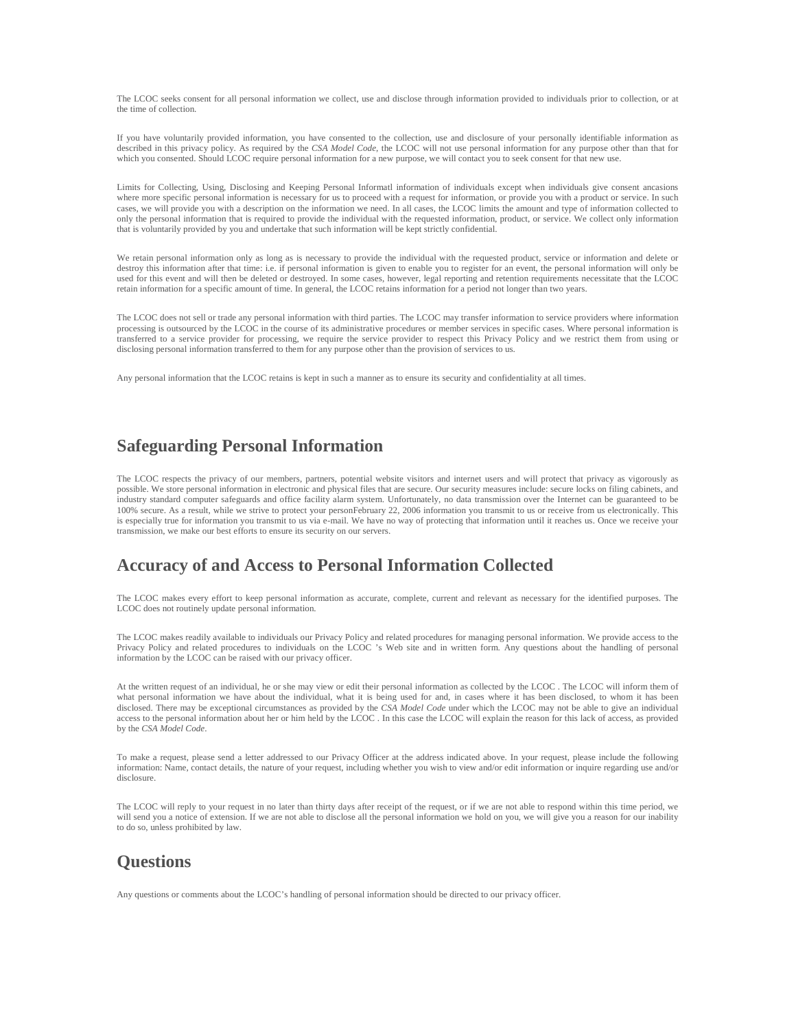The LCOC seeks consent for all personal information we collect, use and disclose through information provided to individuals prior to collection, or at the time of collection.

If you have voluntarily provided information, you have consented to the collection, use and disclosure of your personally identifiable information as described in this privacy policy. As required by the *CSA Model Code*, the LCOC will not use personal information for any purpose other than that for which you consented. Should LCOC require personal information for a new purpose, we will contact you to seek consent for that new use.

Limits for Collecting, Using, Disclosing and Keeping Personal Informatl information of individuals except when individuals give consent ancasions where more specific personal information is necessary for us to proceed with a request for information, or provide you with a product or service. In such cases, we will provide you with a description on the information we need. In all cases, the LCOC limits the amount and type of information collected to only the personal information that is required to provide the individual with the requested information, product, or service. We collect only information that is voluntarily provided by you and undertake that such information will be kept strictly confidential.

We retain personal information only as long as is necessary to provide the individual with the requested product, service or information and delete or destroy this information after that time: i.e. if personal information is given to enable you to register for an event, the personal information will only be used for this event and will then be deleted or destroyed. In some cases, however, legal reporting and retention requirements necessitate that the LCOC retain information for a specific amount of time. In general, the LCOC retains information for a period not longer than two years.

The LCOC does not sell or trade any personal information with third parties. The LCOC may transfer information to service providers where information processing is outsourced by the LCOC in the course of its administrative procedures or member services in specific cases. Where personal information is transferred to a service provider for processing, we require the service provider to respect this Privacy Policy and we restrict them from using or disclosing personal information transferred to them for any purpose other than the provision of services to us.

Any personal information that the LCOC retains is kept in such a manner as to ensure its security and confidentiality at all times.

## Safeguarding Personal Information

The LCOC respects the privacy of our members, partners, potential website visitors and internet users and will protect that privacy as vigorously as possible. We store personal information in electronic and physical files that are secure. Our security measures include: secure locks on filing cabinets, and industry standard computer safeguards and office facility alarm system. Unfortunately, no data transmission over the Internet can be guaranteed to be 100% secure. As a result, while we strive to protect your personFebruary 22, 2006 information you transmit to us or receive from us electronically. This is especially true for information you transmit to us via e-mail. We have no way of protecting that information until it reaches us. Once we receive your transmission, we make our best efforts to ensure its security on our servers.

## Accuracy of and Access to Personal Information Collected

The LCOC makes every effort to keep personal information as accurate, complete, current and relevant as necessary for the identified purposes. The LCOC does not routinely update personal information.

The LCOC makes readily available to individuals our Privacy Policy and related procedures for managing personal information. We provide access to the Privacy Policy and related procedures to individuals on the LCOC 's Web site and in written form. Any questions about the handling of personal information by the LCOC can be raised with our privacy officer.

At the written request of an individual, he or she may view or edit their personal information as collected by the LCOC . The LCOC will inform them of what personal information we have about the individual, what it is being used for and, in cases where it has been disclosed, to whom it has been disclosed. There may be exceptional circumstances as provided by the *CSA Model Code* under which the LCOC may not be able to give an individual access to the personal information about her or him held by the LCOC . In this case the LCOC will explain the reason for this lack of access, as provided by the *CSA Model Code*.

To make a request, please send a letter addressed to our Privacy Officer at the address indicated above. In your request, please include the following information: Name, contact details, the nature of your request, including whether you wish to view and/or edit information or inquire regarding use and/or disclosure.

The LCOC will reply to your request in no later than thirty days after receipt of the request, or if we are not able to respond within this time period, we will send you a notice of extension. If we are not able to disclose all the personal information we hold on you, we will give you a reason for our inability to do so, unless prohibited by law.

## Questions

Any questions or comments about the LCOC's handling of personal information should be directed to our privacy officer.